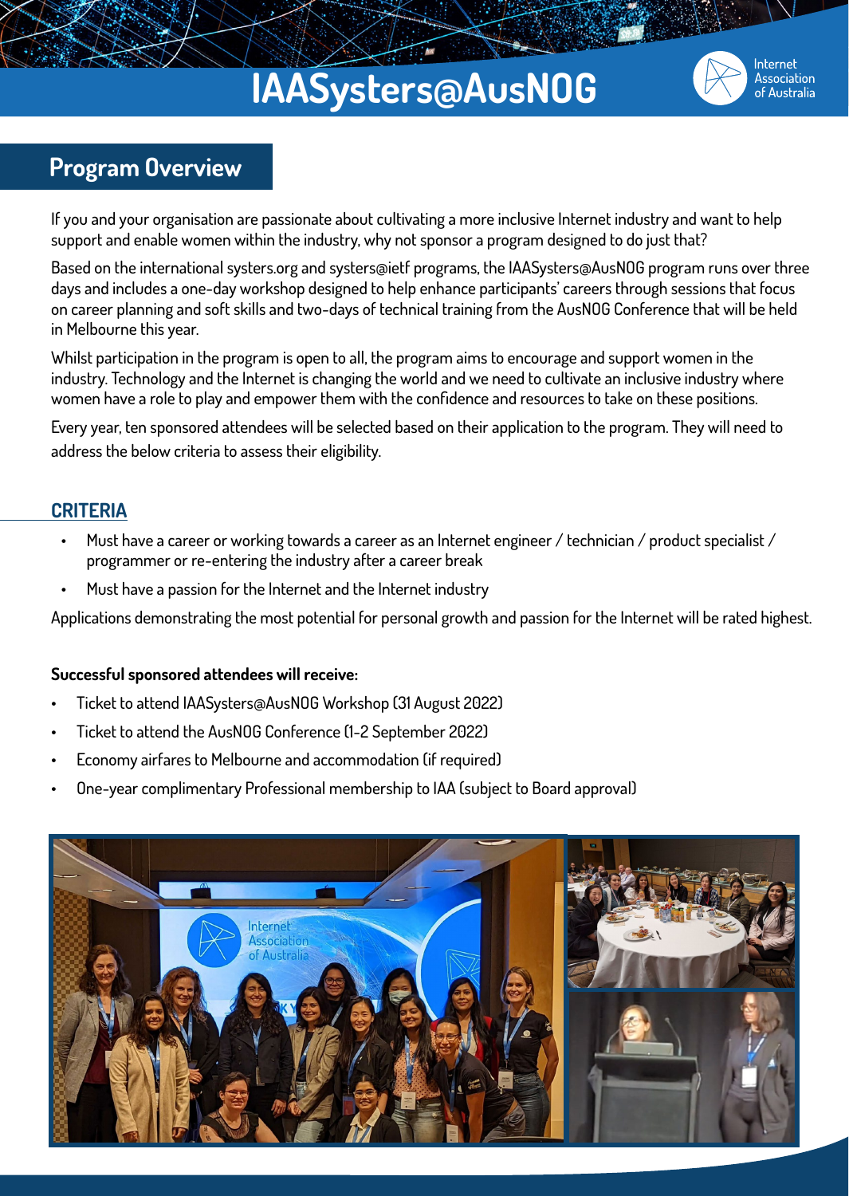# IAASysters@AusNOG

Internet Association of Australia

## Program Overview

If you and your organisation are passionate about cultivating a more inclusive Internet industry and want to help support and enable women within the industry, why not sponsor a program designed to do just that?

Based on the international systers.org and systers@ietf programs, the IAASysters@AusNOG program runs over three days and includes a one-day workshop designed to help enhance participants' careers through sessions that focus on career planning and soft skills and two-days of technical training from the AusNOG Conference that will be held in Melbourne this year.

Whilst participation in the program is open to all, the program aims to encourage and support women in the industry. Technology and the Internet is changing the world and we need to cultivate an inclusive industry where women have a role to play and empower them with the confidence and resources to take on these positions.

Every year, ten sponsored attendees will be selected based on their application to the program. They will need to address the below criteria to assess their eligibility.

### CRITERIA

- Must have a career or working towards a career as an Internet engineer / technician / product specialist / programmer or re-entering the industry after a career break
- Must have a passion for the Internet and the Internet industry

Applications demonstrating the most potential for personal growth and passion for the Internet will be rated highest.

**Successful sponsored attendees will receive:**

- Ticket to attend IAASysters@AusNOG Workshop (31 August 2022)
- Ticket to attend the AusNOG Conference (1-2 September 2022)
- Economy airfares to Melbourne and accommodation (if required)
- One-year complimentary Professional membership to IAA (subject to Board approval)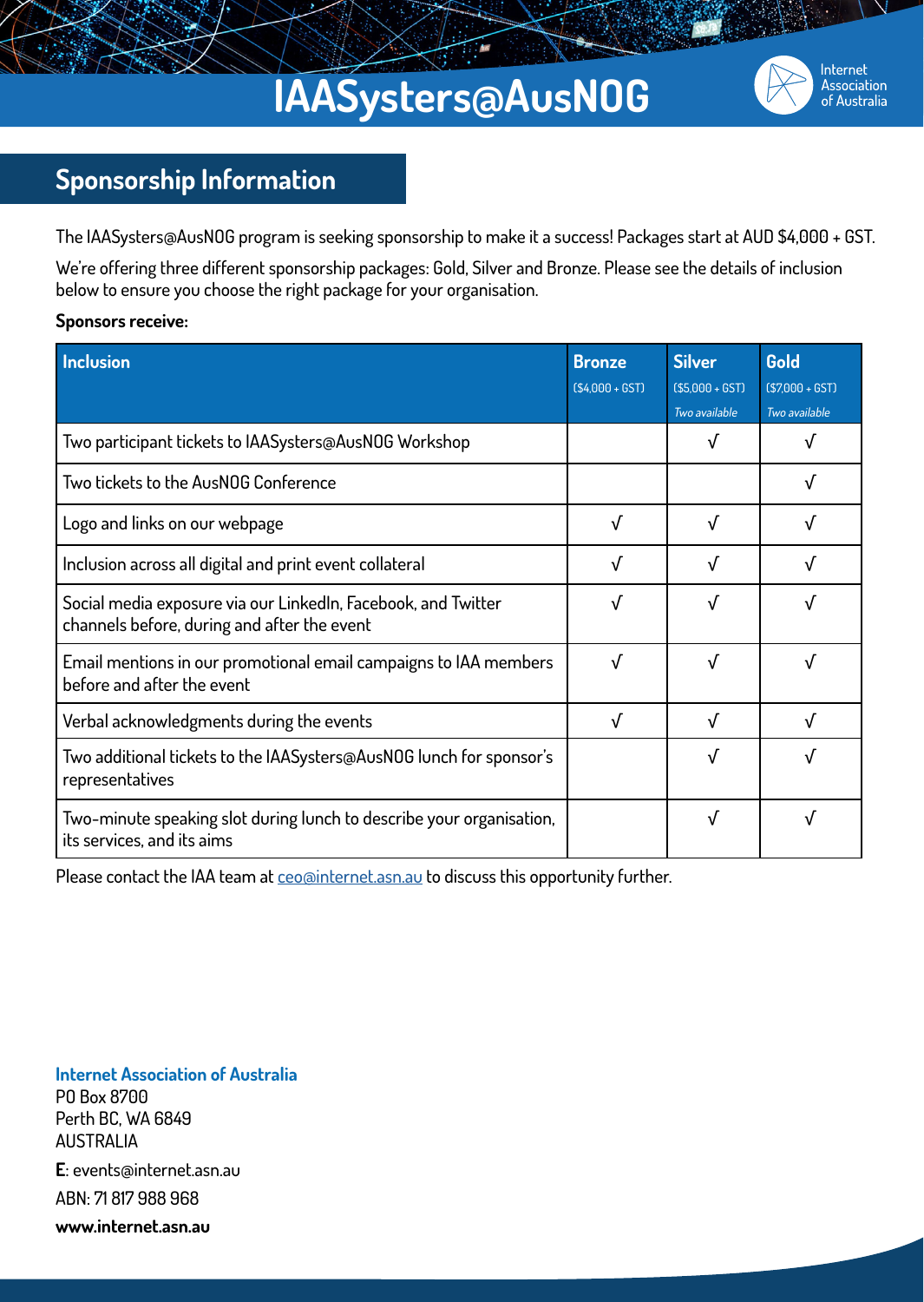# IAASysters@AusNOG

## Sponsorship Information

The IAASysters@AusNOG program is seeking sponsorship to make it a success! Packages start at AUD $4,000 + GST.

We're offering three different sponsorship packages: Gold, Silver and Bronze. Please see the details of inclusion below to ensure you choose the right package for your organisation.

**Sponsors receive:**

| Inclusion | Bronze ($4,000 + GST) | Silver ($5,000 + GST) *Two available* | Gold ($7,000 + GST) *Two available* |
|---|---|---|---|
| Two participant tickets to IAASysters@AusNOG Workshop | | √ | √ |
| Two tickets to the AusNOG Conference | | | √ |
| Logo and links on our webpage | √ | √ | √ |
| Inclusion across all digital and print event collateral | √ | √ | √ |
| Social media exposure via our LinkedIn, Facebook, and Twitter channels before, during and after the event | √ | √ | √ |
| Email mentions in our promotional email campaigns to IAA members before and after the event | √ | √ | √ |
| Verbal acknowledgments during the events | √ | √ | √ |
| Two additional tickets to the IAASysters@AusNOG lunch for sponsor's representatives | | √ | √ |
| Two-minute speaking slot during lunch to describe your organisation, its services, and its aims | | √ | √ |

Please contact the IAA team at ceo@internet.asn.au to discuss this opportunity further.

**Internet Association of Australia**
PO Box 8700
Perth BC, WA 6849
AUSTRALIA

**E**: events@internet.asn.au

ABN: 71 817 988 968

**www.internet.asn.au**